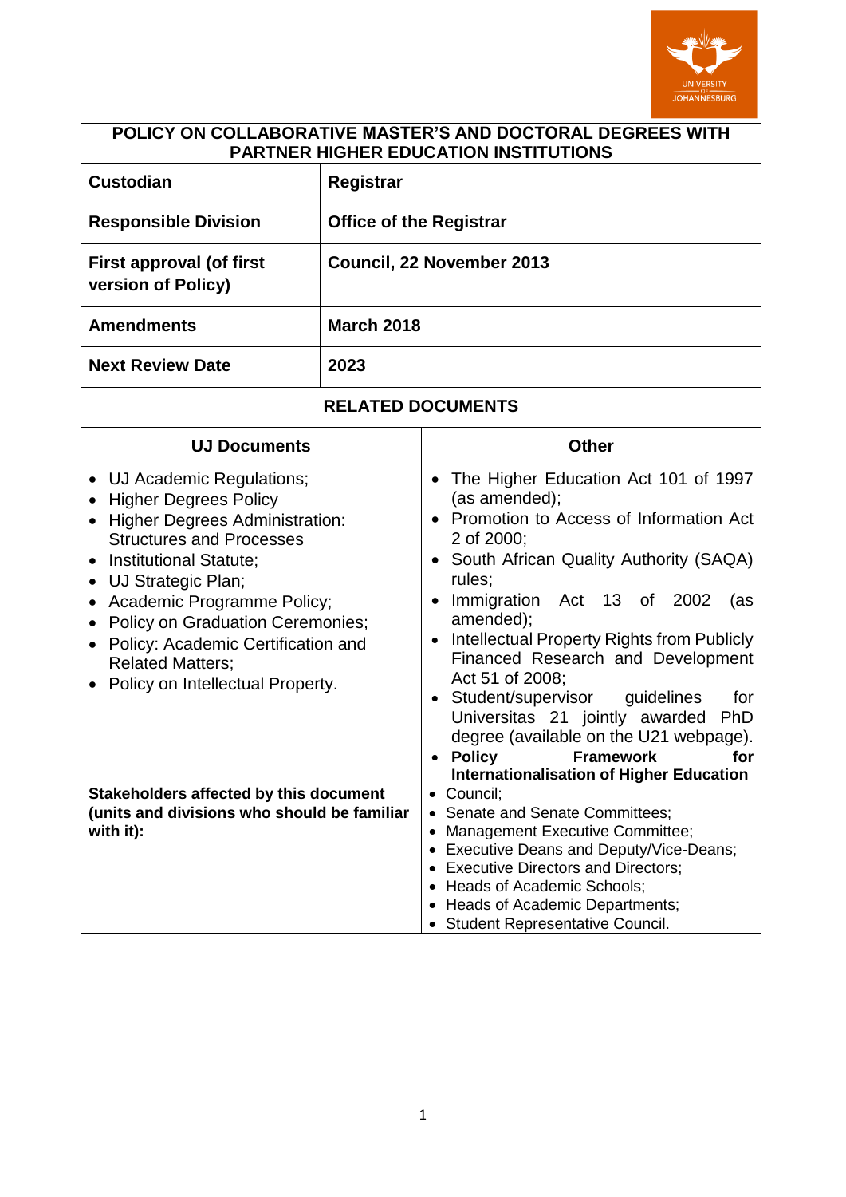# POLICY ON COLLABORATIVE MASTER'S AND DOCTORAL DEGREES WITH PARTNER HIGHER EDUCATION INSTITUTIONS

| | |
|---|---|
| **Custodian** | **Registrar** |
| **Responsible Division** | **Office of the Registrar** |
| **First approval (of first version of Policy)** | **Council, 22 November 2013** |
| **Amendments** | **March 2018** |
| **Next Review Date** | **2023** |

## RELATED DOCUMENTS

| UJ Documents | Other |
|---|---|
| • UJ Academic Regulations;<br>• Higher Degrees Policy<br>• Higher Degrees Administration: Structures and Processes<br>• Institutional Statute;<br>• UJ Strategic Plan;<br>• Academic Programme Policy;<br>• Policy on Graduation Ceremonies;<br>• Policy: Academic Certification and Related Matters;<br>• Policy on Intellectual Property. | • The Higher Education Act 101 of 1997 (as amended);<br>• Promotion to Access of Information Act 2 of 2000;<br>• South African Quality Authority (SAQA) rules;<br>• Immigration Act 13 of 2002 (as amended);<br>• Intellectual Property Rights from Publicly Financed Research and Development Act 51 of 2008;<br>• Student/supervisor guidelines for Universitas 21 jointly awarded PhD degree (available on the U21 webpage).<br>• **Policy Framework for Internationalisation of Higher Education** |
| **Stakeholders affected by this document (units and divisions who should be familiar with it):** | • Council;<br>• Senate and Senate Committees;<br>• Management Executive Committee;<br>• Executive Deans and Deputy/Vice-Deans;<br>• Executive Directors and Directors;<br>• Heads of Academic Schools;<br>• Heads of Academic Departments;<br>• Student Representative Council. |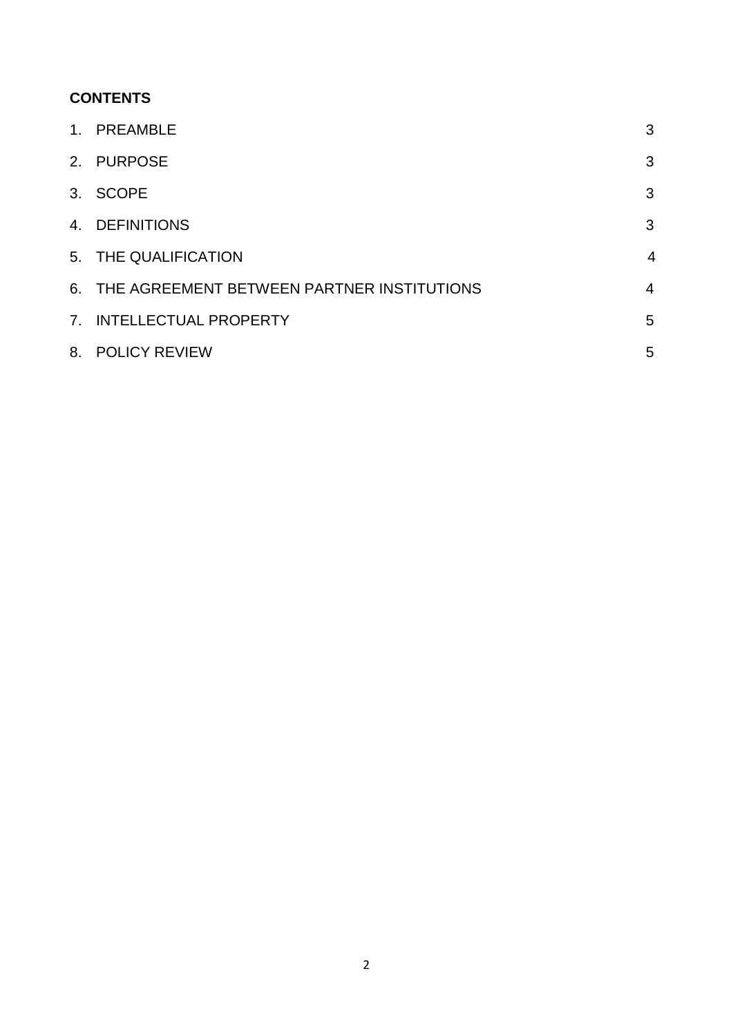**CONTENTS**

| | |
|---|---|
| 1. PREAMBLE | 3 |
| 2. PURPOSE | 3 |
| 3. SCOPE | 3 |
| 4. DEFINITIONS | 3 |
| 5. THE QUALIFICATION | 4 |
| 6. THE AGREEMENT BETWEEN PARTNER INSTITUTIONS | 4 |
| 7. INTELLECTUAL PROPERTY | 5 |
| 8. POLICY REVIEW | 5 |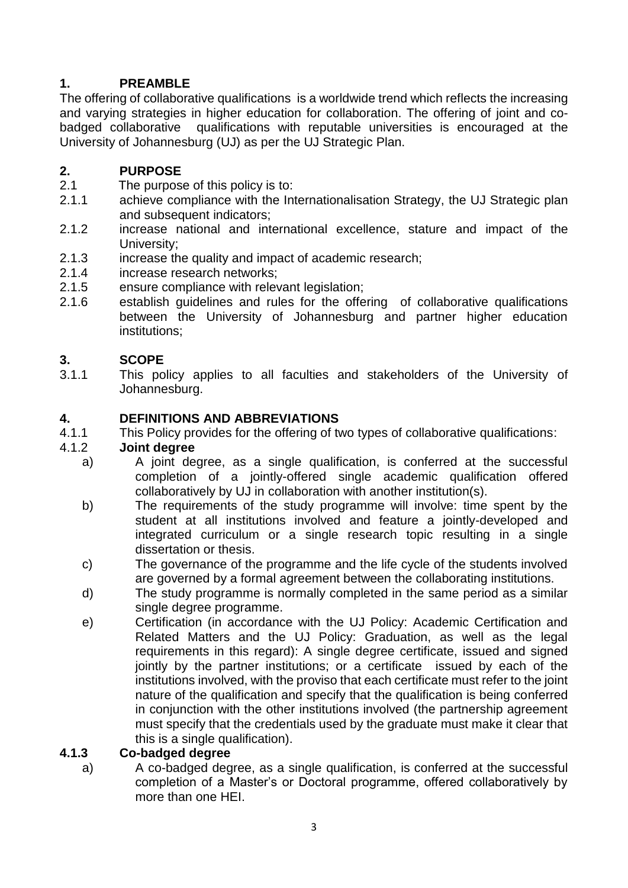## 1. PREAMBLE

The offering of collaborative qualifications is a worldwide trend which reflects the increasing and varying strategies in higher education for collaboration. The offering of joint and co-badged collaborative qualifications with reputable universities is encouraged at the University of Johannesburg (UJ) as per the UJ Strategic Plan.

## 2. PURPOSE

2.1 The purpose of this policy is to:

2.1.1 achieve compliance with the Internationalisation Strategy, the UJ Strategic plan and subsequent indicators;

2.1.2 increase national and international excellence, stature and impact of the University;

2.1.3 increase the quality and impact of academic research;

2.1.4 increase research networks;

2.1.5 ensure compliance with relevant legislation;

2.1.6 establish guidelines and rules for the offering of collaborative qualifications between the University of Johannesburg and partner higher education institutions;

## 3. SCOPE

3.1.1 This policy applies to all faculties and stakeholders of the University of Johannesburg.

## 4. DEFINITIONS AND ABBREVIATIONS

4.1.1 This Policy provides for the offering of two types of collaborative qualifications:

4.1.2 **Joint degree**

a) A joint degree, as a single qualification, is conferred at the successful completion of a jointly-offered single academic qualification offered collaboratively by UJ in collaboration with another institution(s).

b) The requirements of the study programme will involve: time spent by the student at all institutions involved and feature a jointly-developed and integrated curriculum or a single research topic resulting in a single dissertation or thesis.

c) The governance of the programme and the life cycle of the students involved are governed by a formal agreement between the collaborating institutions.

d) The study programme is normally completed in the same period as a similar single degree programme.

e) Certification (in accordance with the UJ Policy: Academic Certification and Related Matters and the UJ Policy: Graduation, as well as the legal requirements in this regard): A single degree certificate, issued and signed jointly by the partner institutions; or a certificate issued by each of the institutions involved, with the proviso that each certificate must refer to the joint nature of the qualification and specify that the qualification is being conferred in conjunction with the other institutions involved (the partnership agreement must specify that the credentials used by the graduate must make it clear that this is a single qualification).

**4.1.3 Co-badged degree**

a) A co-badged degree, as a single qualification, is conferred at the successful completion of a Master's or Doctoral programme, offered collaboratively by more than one HEI.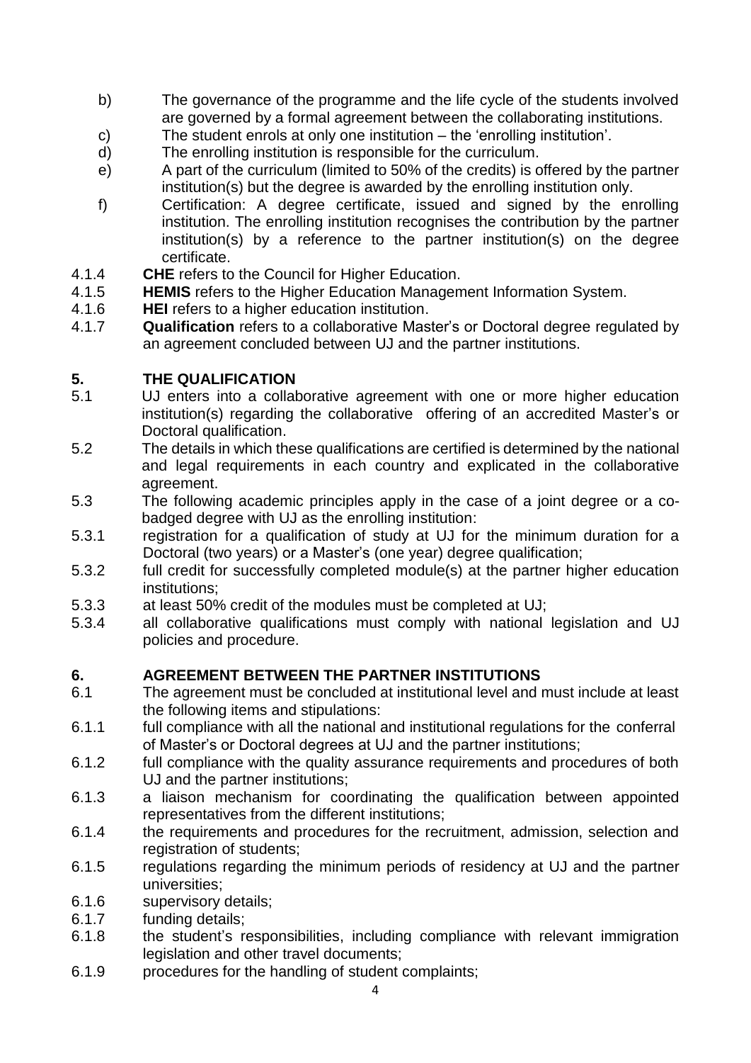b) The governance of the programme and the life cycle of the students involved are governed by a formal agreement between the collaborating institutions.

c) The student enrols at only one institution – the 'enrolling institution'.

d) The enrolling institution is responsible for the curriculum.

e) A part of the curriculum (limited to 50% of the credits) is offered by the partner institution(s) but the degree is awarded by the enrolling institution only.

f) Certification: A degree certificate, issued and signed by the enrolling institution. The enrolling institution recognises the contribution by the partner institution(s) by a reference to the partner institution(s) on the degree certificate.

4.1.4 **CHE** refers to the Council for Higher Education.

4.1.5 **HEMIS** refers to the Higher Education Management Information System.

4.1.6 **HEI** refers to a higher education institution.

4.1.7 **Qualification** refers to a collaborative Master's or Doctoral degree regulated by an agreement concluded between UJ and the partner institutions.

## 5. THE QUALIFICATION

5.1 UJ enters into a collaborative agreement with one or more higher education institution(s) regarding the collaborative offering of an accredited Master's or Doctoral qualification.

5.2 The details in which these qualifications are certified is determined by the national and legal requirements in each country and explicated in the collaborative agreement.

5.3 The following academic principles apply in the case of a joint degree or a co-badged degree with UJ as the enrolling institution:

5.3.1 registration for a qualification of study at UJ for the minimum duration for a Doctoral (two years) or a Master's (one year) degree qualification;

5.3.2 full credit for successfully completed module(s) at the partner higher education institutions;

5.3.3 at least 50% credit of the modules must be completed at UJ;

5.3.4 all collaborative qualifications must comply with national legislation and UJ policies and procedure.

## 6. AGREEMENT BETWEEN THE PARTNER INSTITUTIONS

6.1 The agreement must be concluded at institutional level and must include at least the following items and stipulations:

6.1.1 full compliance with all the national and institutional regulations for the conferral of Master's or Doctoral degrees at UJ and the partner institutions;

6.1.2 full compliance with the quality assurance requirements and procedures of both UJ and the partner institutions;

6.1.3 a liaison mechanism for coordinating the qualification between appointed representatives from the different institutions;

6.1.4 the requirements and procedures for the recruitment, admission, selection and registration of students;

6.1.5 regulations regarding the minimum periods of residency at UJ and the partner universities;

6.1.6 supervisory details;

6.1.7 funding details;

6.1.8 the student's responsibilities, including compliance with relevant immigration legislation and other travel documents;

6.1.9 procedures for the handling of student complaints;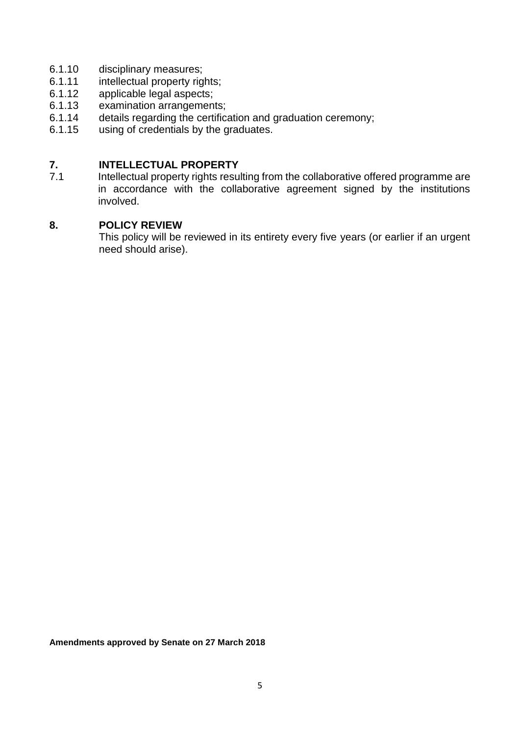6.1.10 disciplinary measures;
6.1.11 intellectual property rights;
6.1.12 applicable legal aspects;
6.1.13 examination arrangements;
6.1.14 details regarding the certification and graduation ceremony;
6.1.15 using of credentials by the graduates.

## 7. INTELLECTUAL PROPERTY

7.1 Intellectual property rights resulting from the collaborative offered programme are in accordance with the collaborative agreement signed by the institutions involved.

## 8. POLICY REVIEW

This policy will be reviewed in its entirety every five years (or earlier if an urgent need should arise).

**Amendments approved by Senate on 27 March 2018**